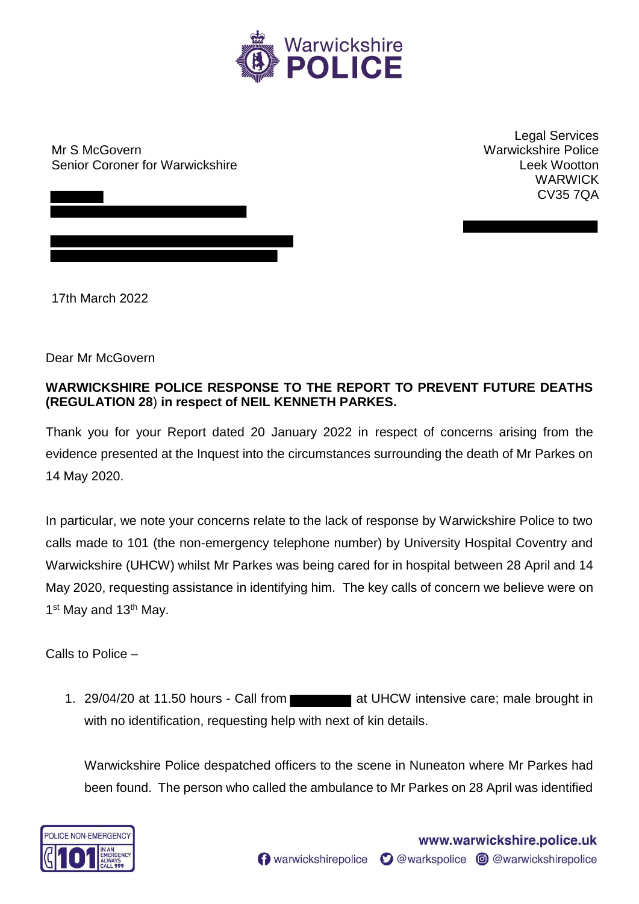Mr S McGovern
Senior Coroner for Warwickshire

Legal Services
Warwickshire Police
Leek Wootton
WARWICK
CV35 7QA

17th March 2022

Dear Mr McGovern

**WARWICKSHIRE POLICE RESPONSE TO THE REPORT TO PREVENT FUTURE DEATHS (REGULATION 28) in respect of NEIL KENNETH PARKES.**

Thank you for your Report dated 20 January 2022 in respect of concerns arising from the evidence presented at the Inquest into the circumstances surrounding the death of Mr Parkes on 14 May 2020.

In particular, we note your concerns relate to the lack of response by Warwickshire Police to two calls made to 101 (the non-emergency telephone number) by University Hospital Coventry and Warwickshire (UHCW) whilst Mr Parkes was being cared for in hospital between 28 April and 14 May 2020, requesting assistance in identifying him. The key calls of concern we believe were on 1st May and 13th May.

Calls to Police –

1. 29/04/20 at 11.50 hours - Call from ██████ at UHCW intensive care; male brought in with no identification, requesting help with next of kin details.

   Warwickshire Police despatched officers to the scene in Nuneaton where Mr Parkes had been found. The person who called the ambulance to Mr Parkes on 28 April was identified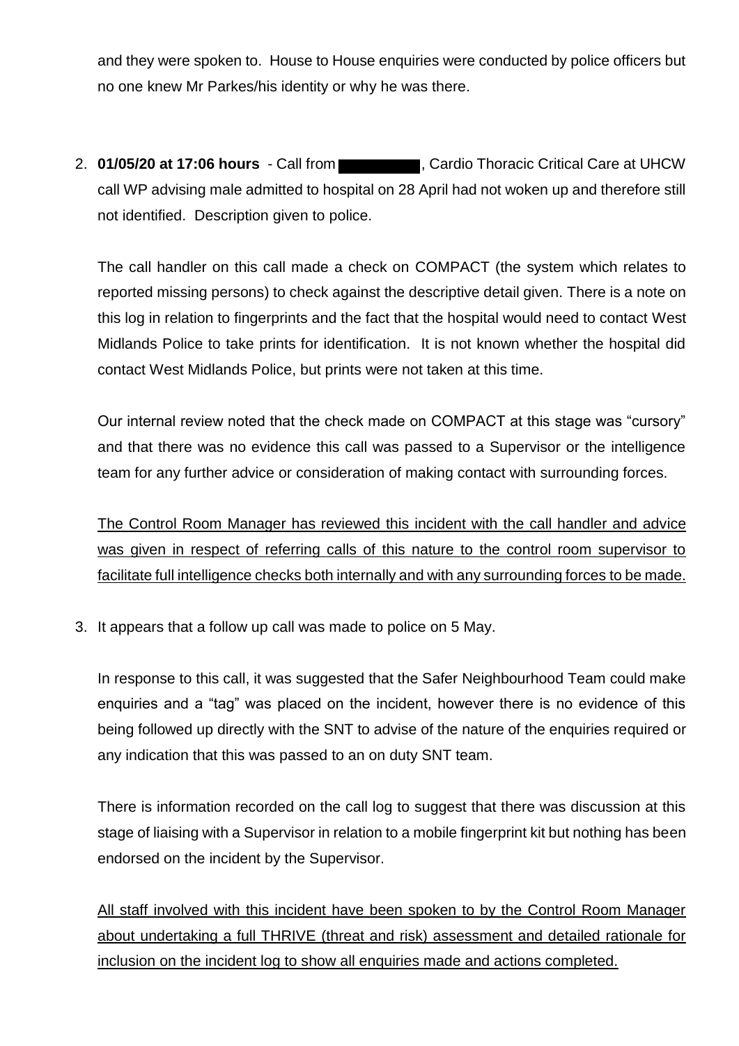and they were spoken to. House to House enquiries were conducted by police officers but no one knew Mr Parkes/his identity or why he was there.

2. **01/05/20 at 17:06 hours** - Call from ████████, Cardio Thoracic Critical Care at UHCW call WP advising male admitted to hospital on 28 April had not woken up and therefore still not identified. Description given to police.

   The call handler on this call made a check on COMPACT (the system which relates to reported missing persons) to check against the descriptive detail given. There is a note on this log in relation to fingerprints and the fact that the hospital would need to contact West Midlands Police to take prints for identification. It is not known whether the hospital did contact West Midlands Police, but prints were not taken at this time.

   Our internal review noted that the check made on COMPACT at this stage was "cursory" and that there was no evidence this call was passed to a Supervisor or the intelligence team for any further advice or consideration of making contact with surrounding forces.

   <u>The Control Room Manager has reviewed this incident with the call handler and advice was given in respect of referring calls of this nature to the control room supervisor to facilitate full intelligence checks both internally and with any surrounding forces to be made.</u>

3. It appears that a follow up call was made to police on 5 May.

   In response to this call, it was suggested that the Safer Neighbourhood Team could make enquiries and a "tag" was placed on the incident, however there is no evidence of this being followed up directly with the SNT to advise of the nature of the enquiries required or any indication that this was passed to an on duty SNT team.

   There is information recorded on the call log to suggest that there was discussion at this stage of liaising with a Supervisor in relation to a mobile fingerprint kit but nothing has been endorsed on the incident by the Supervisor.

   <u>All staff involved with this incident have been spoken to by the Control Room Manager about undertaking a full THRIVE (threat and risk) assessment and detailed rationale for inclusion on the incident log to show all enquiries made and actions completed.</u>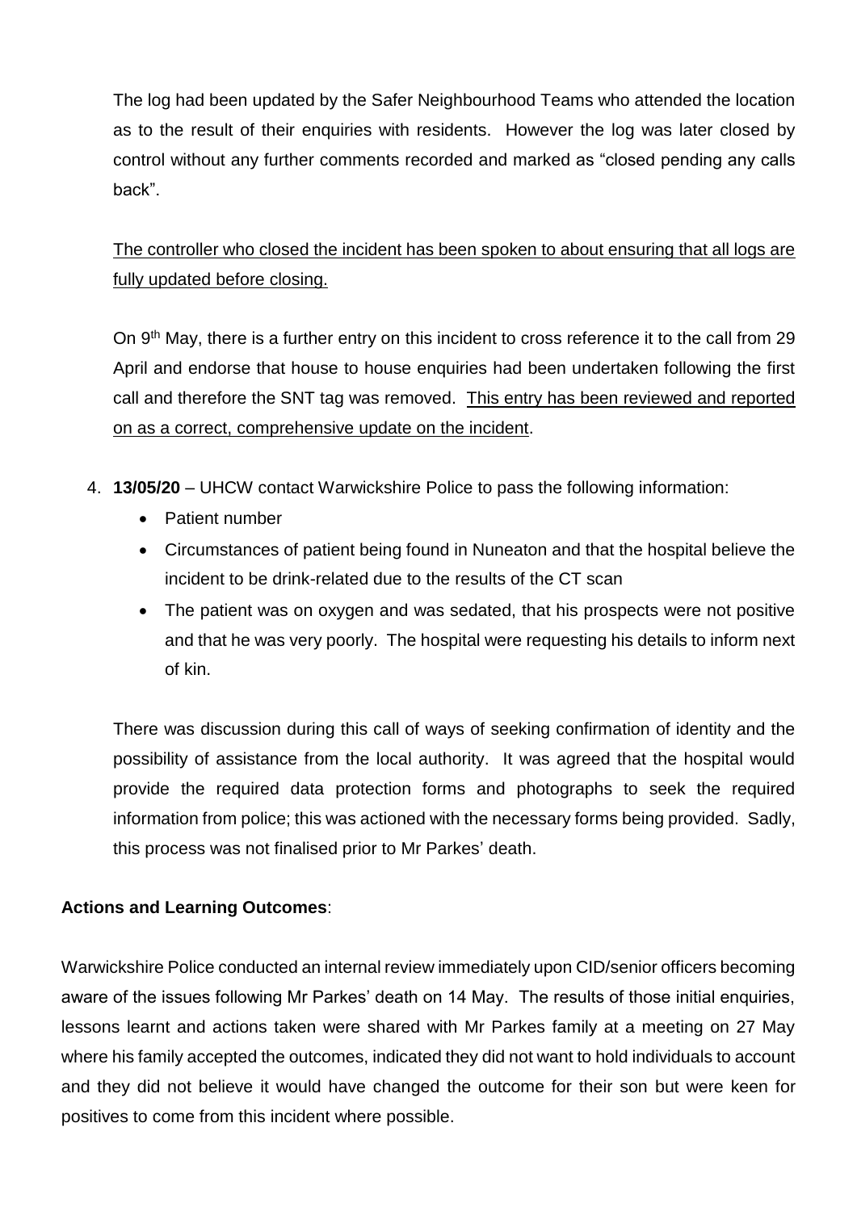The log had been updated by the Safer Neighbourhood Teams who attended the location as to the result of their enquiries with residents. However the log was later closed by control without any further comments recorded and marked as "closed pending any calls back".

<u>The controller who closed the incident has been spoken to about ensuring that all logs are fully updated before closing.</u>

On 9th May, there is a further entry on this incident to cross reference it to the call from 29 April and endorse that house to house enquiries had been undertaken following the first call and therefore the SNT tag was removed. <u>This entry has been reviewed and reported on as a correct, comprehensive update on the incident</u>.

4. **13/05/20** – UHCW contact Warwickshire Police to pass the following information:
   - Patient number
   - Circumstances of patient being found in Nuneaton and that the hospital believe the incident to be drink-related due to the results of the CT scan
   - The patient was on oxygen and was sedated, that his prospects were not positive and that he was very poorly. The hospital were requesting his details to inform next of kin.

   There was discussion during this call of ways of seeking confirmation of identity and the possibility of assistance from the local authority. It was agreed that the hospital would provide the required data protection forms and photographs to seek the required information from police; this was actioned with the necessary forms being provided. Sadly, this process was not finalised prior to Mr Parkes' death.

**Actions and Learning Outcomes**:

Warwickshire Police conducted an internal review immediately upon CID/senior officers becoming aware of the issues following Mr Parkes' death on 14 May. The results of those initial enquiries, lessons learnt and actions taken were shared with Mr Parkes family at a meeting on 27 May where his family accepted the outcomes, indicated they did not want to hold individuals to account and they did not believe it would have changed the outcome for their son but were keen for positives to come from this incident where possible.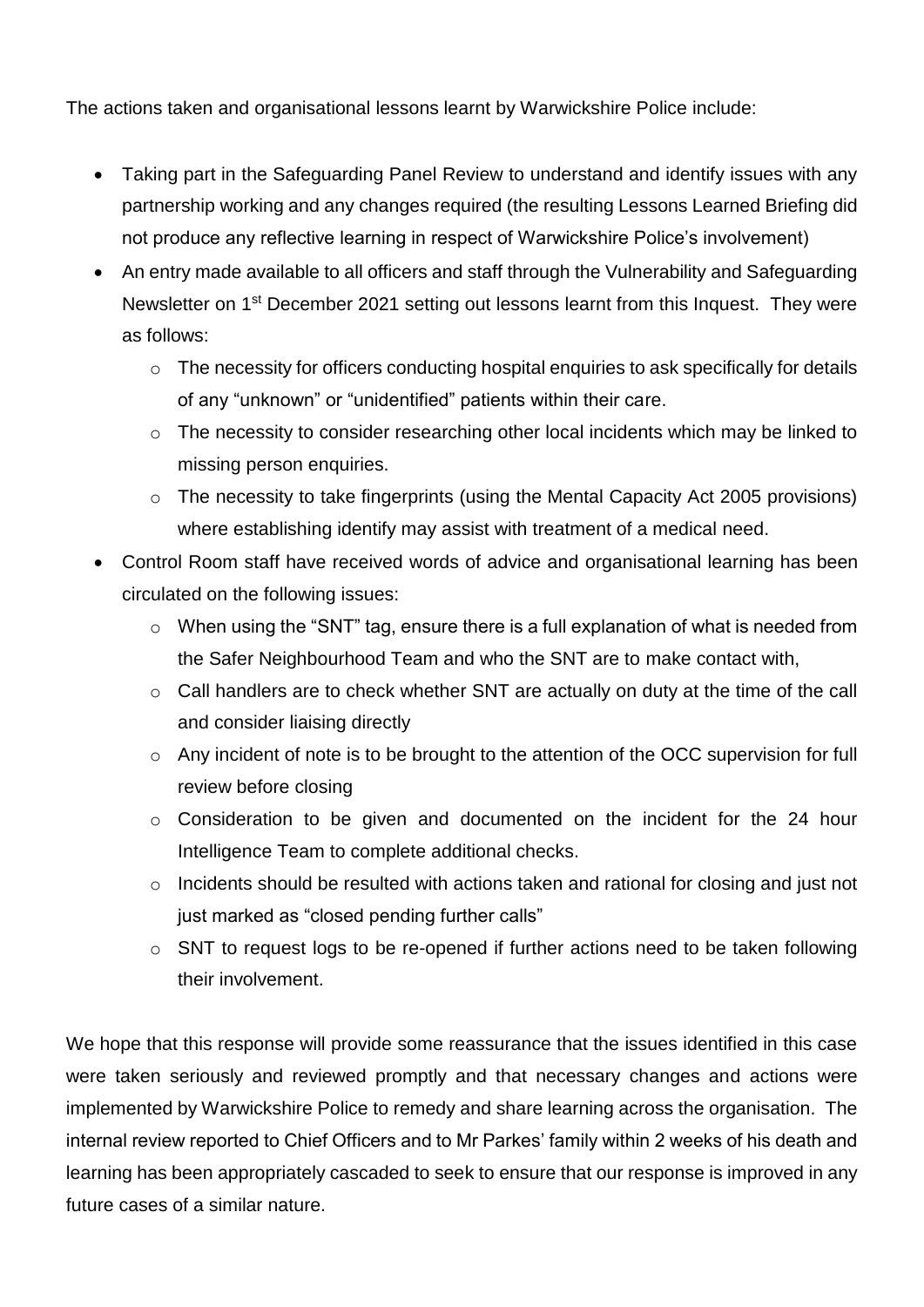The actions taken and organisational lessons learnt by Warwickshire Police include:

- Taking part in the Safeguarding Panel Review to understand and identify issues with any partnership working and any changes required (the resulting Lessons Learned Briefing did not produce any reflective learning in respect of Warwickshire Police's involvement)
- An entry made available to all officers and staff through the Vulnerability and Safeguarding Newsletter on 1st December 2021 setting out lessons learnt from this Inquest. They were as follows:
  - The necessity for officers conducting hospital enquiries to ask specifically for details of any "unknown" or "unidentified" patients within their care.
  - The necessity to consider researching other local incidents which may be linked to missing person enquiries.
  - The necessity to take fingerprints (using the Mental Capacity Act 2005 provisions) where establishing identify may assist with treatment of a medical need.
- Control Room staff have received words of advice and organisational learning has been circulated on the following issues:
  - When using the "SNT" tag, ensure there is a full explanation of what is needed from the Safer Neighbourhood Team and who the SNT are to make contact with,
  - Call handlers are to check whether SNT are actually on duty at the time of the call and consider liaising directly
  - Any incident of note is to be brought to the attention of the OCC supervision for full review before closing
  - Consideration to be given and documented on the incident for the 24 hour Intelligence Team to complete additional checks.
  - Incidents should be resulted with actions taken and rational for closing and just not just marked as "closed pending further calls"
  - SNT to request logs to be re-opened if further actions need to be taken following their involvement.

We hope that this response will provide some reassurance that the issues identified in this case were taken seriously and reviewed promptly and that necessary changes and actions were implemented by Warwickshire Police to remedy and share learning across the organisation. The internal review reported to Chief Officers and to Mr Parkes' family within 2 weeks of his death and learning has been appropriately cascaded to seek to ensure that our response is improved in any future cases of a similar nature.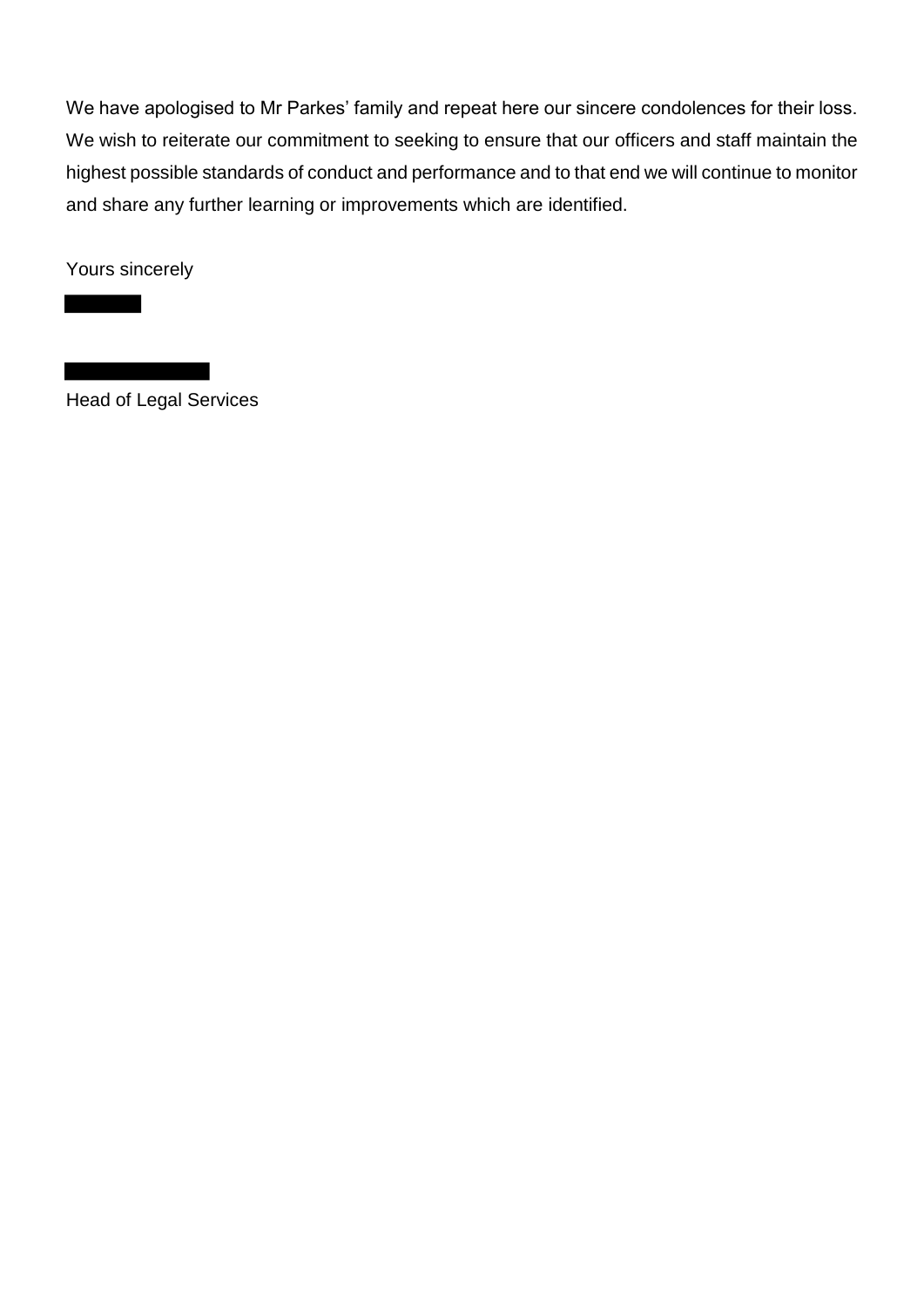We have apologised to Mr Parkes' family and repeat here our sincere condolences for their loss. We wish to reiterate our commitment to seeking to ensure that our officers and staff maintain the highest possible standards of conduct and performance and to that end we will continue to monitor and share any further learning or improvements which are identified.

Yours sincerely

Head of Legal Services